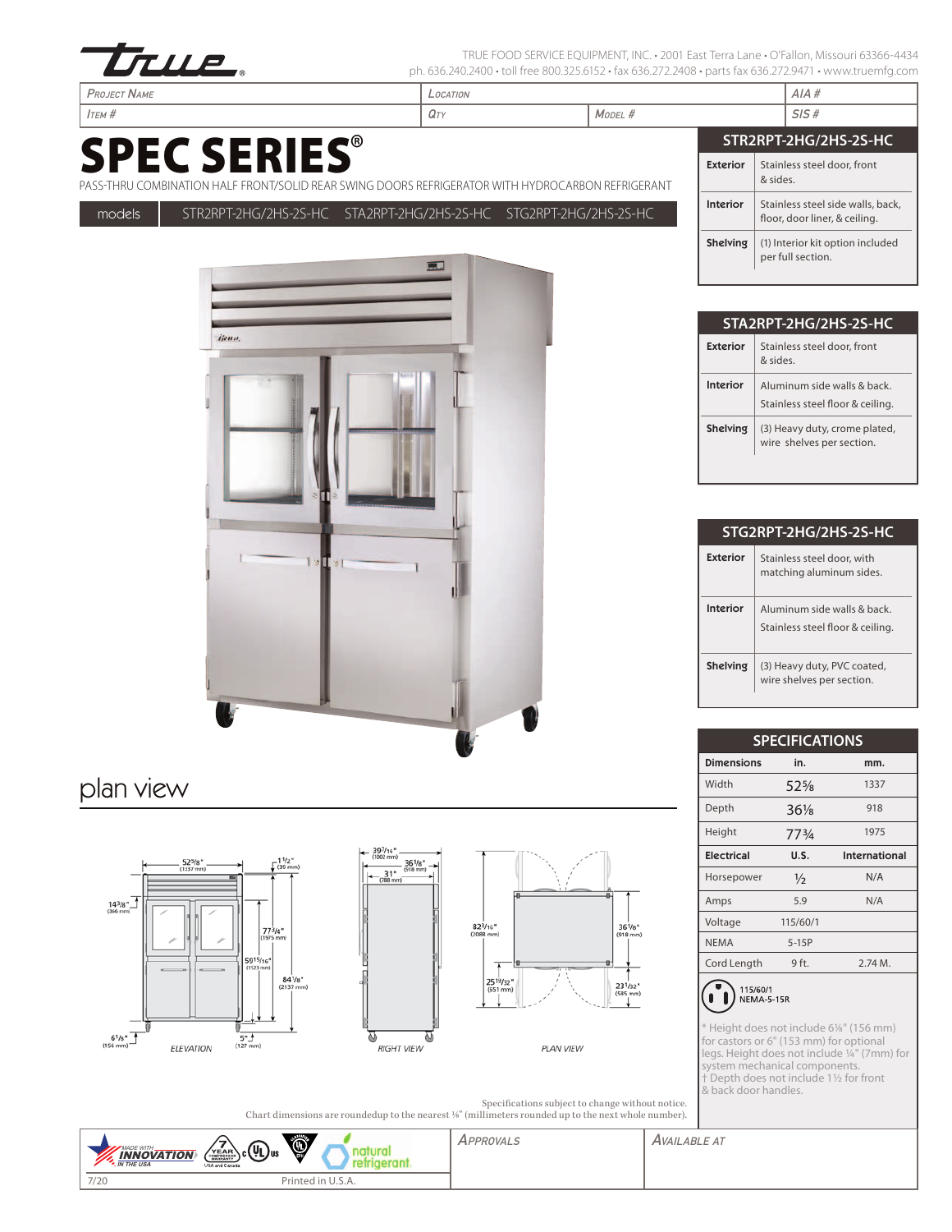TRUE FOOD SERVICE EQUIPMENT, INC. • 2001 East Terra Lane • O'Fallon, Missouri 63366-4434
ph. 636.240.2400 • toll free 800.325.6152 • fax 636.272.2408 • parts fax 636.272.9471 • www.truemfg.com

| Project Name | Location | | AIA # |
|---|---|---|---|
| Item # | Qty | Model # | SIS # |

# SPEC SERIES®

PASS-THRU COMBINATION HALF FRONT/SOLID REAR SWING DOORS REFRIGERATOR WITH HYDROCARBON REFRIGERANT

**models** STR2RPT-2HG/2HS-2S-HC STA2RPT-2HG/2HS-2S-HC STG2RPT-2HG/2HS-2S-HC

### STR2RPT-2HG/2HS-2S-HC

| | |
|---|---|
| **Exterior** | Stainless steel door, front & sides. |
| **Interior** | Stainless steel side walls, back, floor, door liner, & ceiling. |
| **Shelving** | (1) Interior kit option included per full section. |

### STA2RPT-2HG/2HS-2S-HC

| | |
|---|---|
| **Exterior** | Stainless steel door, front & sides. |
| **Interior** | Aluminum side walls & back. Stainless steel floor & ceiling. |
| **Shelving** | (3) Heavy duty, crome plated, wire shelves per section. |

### STG2RPT-2HG/2HS-2S-HC

| | |
|---|---|
| **Exterior** | Stainless steel door, with matching aluminum sides. |
| **Interior** | Aluminum side walls & back. Stainless steel floor & ceiling. |
| **Shelving** | (3) Heavy duty, PVC coated, wire shelves per section. |

## plan view

ELEVATION: 52⅝" (1337 mm); 1½" (39 mm); 14⅜" (366 mm); 77¾" (1975 mm); 59$^{15}/_{16}$" (1523 mm); 84⅞" (2137 mm); 6⅛" (156 mm); 5" (127 mm)

RIGHT VIEW: 39$^{7}/_{16}$" (1002 mm); 36⅛" (918 mm); 31" (788 mm)

PLAN VIEW: 82$^{3}/_{16}$" (2088 mm); 36⅛" (918 mm); 25$^{19}/_{32}$" (651 mm); 23$^{1}/_{32}$" (585 mm)

Specifications subject to change without notice.
Chart dimensions are roundedup to the nearest ⅛" (millimeters rounded up to the next whole number).

### SPECIFICATIONS

| Dimensions | in. | mm. |
|---|---|---|
| Width | 52⅝ | 1337 |
| Depth | 36⅛ | 918 |
| Height | 77¾ | 1975 |
| **Electrical** | **U.S.** | **International** |
| Horsepower | ½ | N/A |
| Amps | 5.9 | N/A |
| Voltage | 115/60/1 | |
| NEMA | 5-15P | |
| Cord Length | 9 ft. | 2.74 M. |

115/60/1
NEMA-5-15R

* Height does not include 6⅛" (156 mm) for castors or 6" (153 mm) for optional legs. Height does not include ¼" (7mm) for system mechanical components.
† Depth does not include 1½ for front & back door handles.

MADE WITH INNOVATION IN THE USA | 7 YEAR COMPRESSOR WARRANTY USA and Canada | natural refrigerant

| Approvals | Available at |
|---|---|
| | |

7/20 Printed in U.S.A.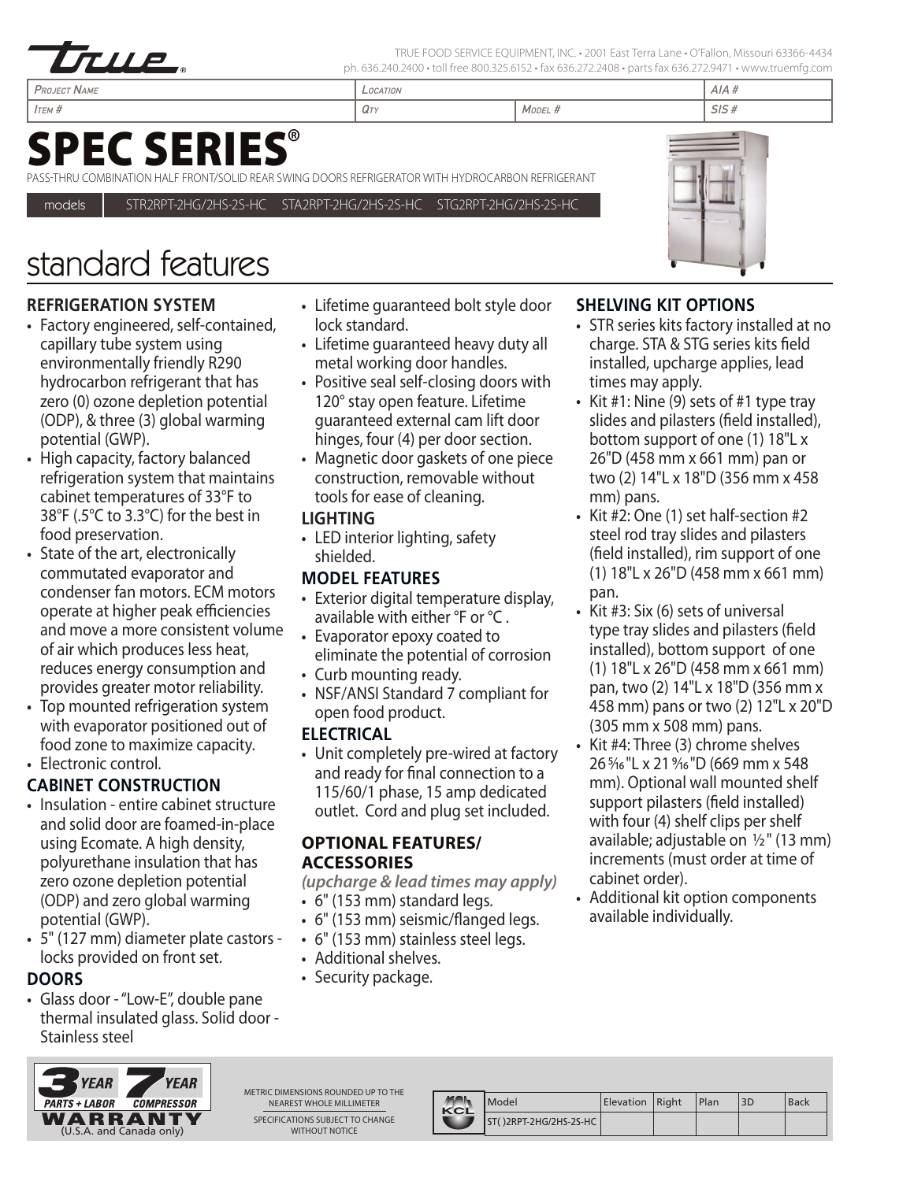TRUE FOOD SERVICE EQUIPMENT, INC. • 2001 East Terra Lane • O'Fallon, Missouri 63366-4434
ph. 636.240.2400 • toll free 800.325.6152 • fax 636.272.2408 • parts fax 636.272.9471 • www.truemfg.com

| Project Name | Location | | AIA # |
|---|---|---|---|
| Item # | Qty | Model # | SIS # |

# SPEC SERIES®

PASS-THRU COMBINATION HALF FRONT/SOLID REAR SWING DOORS REFRIGERATOR WITH HYDROCARBON REFRIGERANT

models STR2RPT-2HG/2HS-2S-HC STA2RPT-2HG/2HS-2S-HC STG2RPT-2HG/2HS-2S-HC

## standard features

### REFRIGERATION SYSTEM

- Factory engineered, self-contained, capillary tube system using environmentally friendly R290 hydrocarbon refrigerant that has zero (0) ozone depletion potential (ODP), & three (3) global warming potential (GWP).
- High capacity, factory balanced refrigeration system that maintains cabinet temperatures of 33°F to 38°F (.5°C to 3.3°C) for the best in food preservation.
- State of the art, electronically commutated evaporator and condenser fan motors. ECM motors operate at higher peak efficiencies and move a more consistent volume of air which produces less heat, reduces energy consumption and provides greater motor reliability.
- Top mounted refrigeration system with evaporator positioned out of food zone to maximize capacity.
- Electronic control.

### CABINET CONSTRUCTION

- Insulation - entire cabinet structure and solid door are foamed-in-place using Ecomate. A high density, polyurethane insulation that has zero ozone depletion potential (ODP) and zero global warming potential (GWP).
- 5" (127 mm) diameter plate castors - locks provided on front set.

### DOORS

- Glass door - "Low-E", double pane thermal insulated glass. Solid door - Stainless steel
- Lifetime guaranteed bolt style door lock standard.
- Lifetime guaranteed heavy duty all metal working door handles.
- Positive seal self-closing doors with 120° stay open feature. Lifetime guaranteed external cam lift door hinges, four (4) per door section.
- Magnetic door gaskets of one piece construction, removable without tools for ease of cleaning.

### LIGHTING

- LED interior lighting, safety shielded.

### MODEL FEATURES

- Exterior digital temperature display, available with either °F or °C .
- Evaporator epoxy coated to eliminate the potential of corrosion
- Curb mounting ready.
- NSF/ANSI Standard 7 compliant for open food product.

### ELECTRICAL

- Unit completely pre-wired at factory and ready for final connection to a 115/60/1 phase, 15 amp dedicated outlet. Cord and plug set included.

### OPTIONAL FEATURES/ ACCESSORIES

*(upcharge & lead times may apply)*

- 6" (153 mm) standard legs.
- 6" (153 mm) seismic/flanged legs.
- 6" (153 mm) stainless steel legs.
- Additional shelves.
- Security package.

### SHELVING KIT OPTIONS

- STR series kits factory installed at no charge. STA & STG series kits field installed, upcharge applies, lead times may apply.
- Kit #1: Nine (9) sets of #1 type tray slides and pilasters (field installed), bottom support of one (1) 18"L x 26"D (458 mm x 661 mm) pan or two (2) 14"L x 18"D (356 mm x 458 mm) pans.
- Kit #2: One (1) set half-section #2 steel rod tray slides and pilasters (field installed), rim support of one (1) 18"L x 26"D (458 mm x 661 mm) pan.
- Kit #3: Six (6) sets of universal type tray slides and pilasters (field installed), bottom support of one (1) 18"L x 26"D (458 mm x 661 mm) pan, two (2) 14"L x 18"D (356 mm x 458 mm) pans or two (2) 12"L x 20"D (305 mm x 508 mm) pans.
- Kit #4: Three (3) chrome shelves 26 5⁄16"L x 21 9⁄16"D (669 mm x 548 mm). Optional wall mounted shelf support pilasters (field installed) with four (4) shelf clips per shelf available; adjustable on ½" (13 mm) increments (must order at time of cabinet order).
- Additional kit option components available individually.

3 YEAR PARTS + LABOR 7 YEAR COMPRESSOR WARRANTY (U.S.A. and Canada only)

METRIC DIMENSIONS ROUNDED UP TO THE NEAREST WHOLE MILLIMETER

SPECIFICATIONS SUBJECT TO CHANGE WITHOUT NOTICE

| Model | Elevation | Right | Plan | 3D | Back |
|---|---|---|---|---|---|
| ST( )2RPT-2HG/2HS-2S-HC | | | | | |